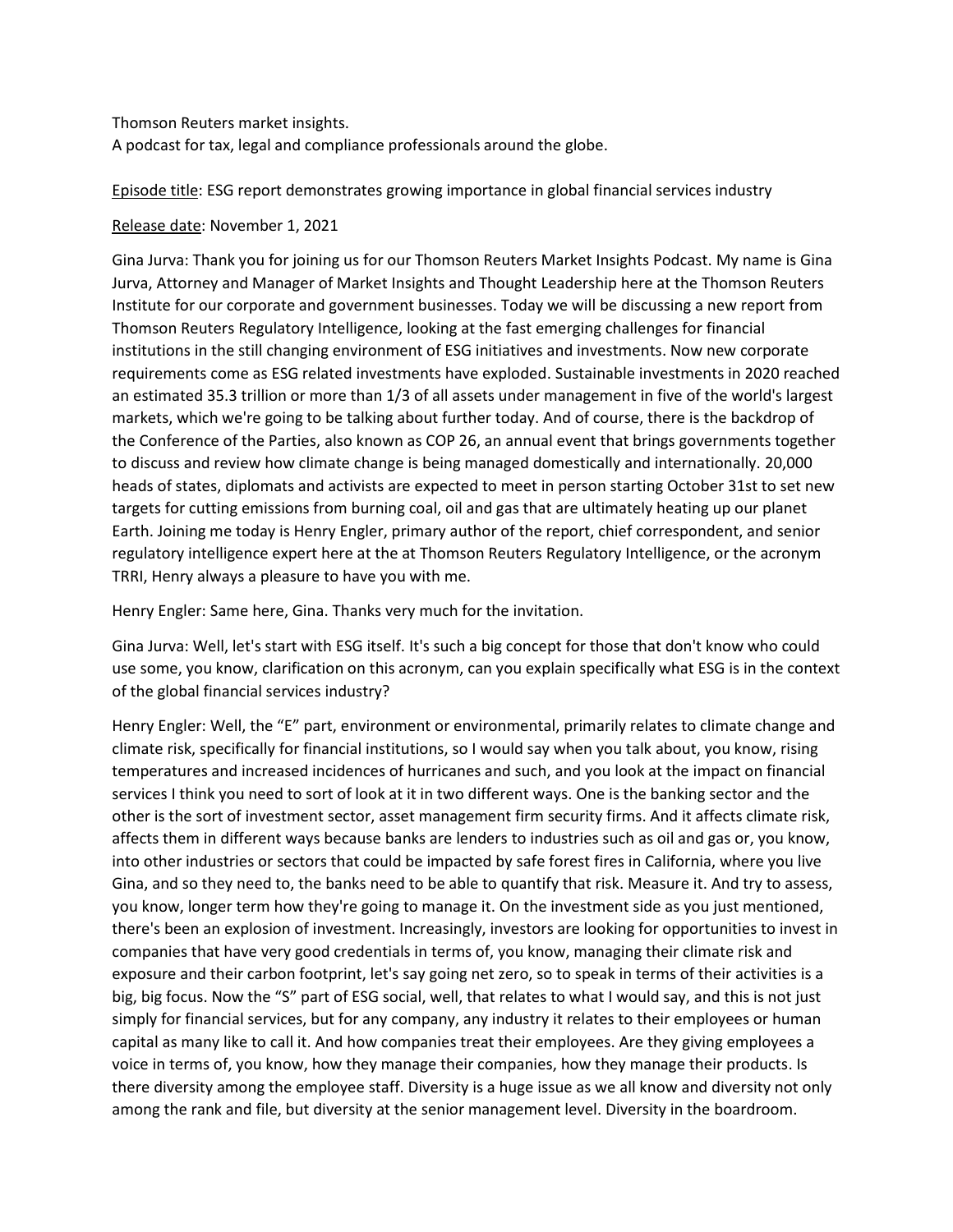Thomson Reuters market insights.
A podcast for tax, legal and compliance professionals around the globe.

<u>Episode title</u>: ESG report demonstrates growing importance in global financial services industry

<u>Release date</u>: November 1, 2021

Gina Jurva: Thank you for joining us for our Thomson Reuters Market Insights Podcast. My name is Gina Jurva, Attorney and Manager of Market Insights and Thought Leadership here at the Thomson Reuters Institute for our corporate and government businesses. Today we will be discussing a new report from Thomson Reuters Regulatory Intelligence, looking at the fast emerging challenges for financial institutions in the still changing environment of ESG initiatives and investments. Now new corporate requirements come as ESG related investments have exploded. Sustainable investments in 2020 reached an estimated 35.3 trillion or more than 1/3 of all assets under management in five of the world's largest markets, which we're going to be talking about further today. And of course, there is the backdrop of the Conference of the Parties, also known as COP 26, an annual event that brings governments together to discuss and review how climate change is being managed domestically and internationally. 20,000 heads of states, diplomats and activists are expected to meet in person starting October 31st to set new targets for cutting emissions from burning coal, oil and gas that are ultimately heating up our planet Earth. Joining me today is Henry Engler, primary author of the report, chief correspondent, and senior regulatory intelligence expert here at the at Thomson Reuters Regulatory Intelligence, or the acronym TRRI, Henry always a pleasure to have you with me.

Henry Engler: Same here, Gina. Thanks very much for the invitation.

Gina Jurva: Well, let's start with ESG itself. It's such a big concept for those that don't know who could use some, you know, clarification on this acronym, can you explain specifically what ESG is in the context of the global financial services industry?

Henry Engler: Well, the "E" part, environment or environmental, primarily relates to climate change and climate risk, specifically for financial institutions, so I would say when you talk about, you know, rising temperatures and increased incidences of hurricanes and such, and you look at the impact on financial services I think you need to sort of look at it in two different ways. One is the banking sector and the other is the sort of investment sector, asset management firm security firms. And it affects climate risk, affects them in different ways because banks are lenders to industries such as oil and gas or, you know, into other industries or sectors that could be impacted by safe forest fires in California, where you live Gina, and so they need to, the banks need to be able to quantify that risk. Measure it. And try to assess, you know, longer term how they're going to manage it. On the investment side as you just mentioned, there's been an explosion of investment. Increasingly, investors are looking for opportunities to invest in companies that have very good credentials in terms of, you know, managing their climate risk and exposure and their carbon footprint, let's say going net zero, so to speak in terms of their activities is a big, big focus. Now the "S" part of ESG social, well, that relates to what I would say, and this is not just simply for financial services, but for any company, any industry it relates to their employees or human capital as many like to call it. And how companies treat their employees. Are they giving employees a voice in terms of, you know, how they manage their companies, how they manage their products. Is there diversity among the employee staff. Diversity is a huge issue as we all know and diversity not only among the rank and file, but diversity at the senior management level. Diversity in the boardroom.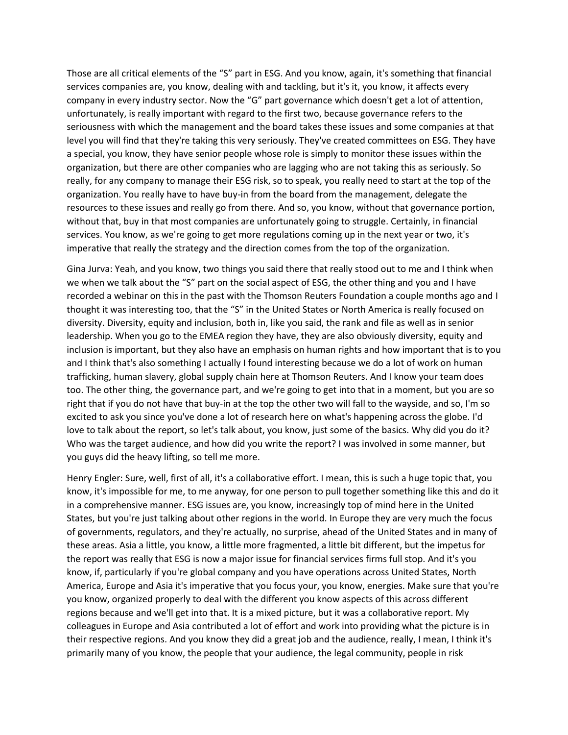Those are all critical elements of the "S" part in ESG. And you know, again, it's something that financial services companies are, you know, dealing with and tackling, but it's it, you know, it affects every company in every industry sector. Now the "G" part governance which doesn't get a lot of attention, unfortunately, is really important with regard to the first two, because governance refers to the seriousness with which the management and the board takes these issues and some companies at that level you will find that they're taking this very seriously. They've created committees on ESG. They have a special, you know, they have senior people whose role is simply to monitor these issues within the organization, but there are other companies who are lagging who are not taking this as seriously. So really, for any company to manage their ESG risk, so to speak, you really need to start at the top of the organization. You really have to have buy-in from the board from the management, delegate the resources to these issues and really go from there. And so, you know, without that governance portion, without that, buy in that most companies are unfortunately going to struggle. Certainly, in financial services. You know, as we're going to get more regulations coming up in the next year or two, it's imperative that really the strategy and the direction comes from the top of the organization.

Gina Jurva: Yeah, and you know, two things you said there that really stood out to me and I think when we when we talk about the "S" part on the social aspect of ESG, the other thing and you and I have recorded a webinar on this in the past with the Thomson Reuters Foundation a couple months ago and I thought it was interesting too, that the "S" in the United States or North America is really focused on diversity. Diversity, equity and inclusion, both in, like you said, the rank and file as well as in senior leadership. When you go to the EMEA region they have, they are also obviously diversity, equity and inclusion is important, but they also have an emphasis on human rights and how important that is to you and I think that's also something I actually I found interesting because we do a lot of work on human trafficking, human slavery, global supply chain here at Thomson Reuters. And I know your team does too. The other thing, the governance part, and we're going to get into that in a moment, but you are so right that if you do not have that buy-in at the top the other two will fall to the wayside, and so, I'm so excited to ask you since you've done a lot of research here on what's happening across the globe. I'd love to talk about the report, so let's talk about, you know, just some of the basics. Why did you do it? Who was the target audience, and how did you write the report? I was involved in some manner, but you guys did the heavy lifting, so tell me more.

Henry Engler: Sure, well, first of all, it's a collaborative effort. I mean, this is such a huge topic that, you know, it's impossible for me, to me anyway, for one person to pull together something like this and do it in a comprehensive manner. ESG issues are, you know, increasingly top of mind here in the United States, but you're just talking about other regions in the world. In Europe they are very much the focus of governments, regulators, and they're actually, no surprise, ahead of the United States and in many of these areas. Asia a little, you know, a little more fragmented, a little bit different, but the impetus for the report was really that ESG is now a major issue for financial services firms full stop. And it's you know, if, particularly if you're global company and you have operations across United States, North America, Europe and Asia it's imperative that you focus your, you know, energies. Make sure that you're you know, organized properly to deal with the different you know aspects of this across different regions because and we'll get into that. It is a mixed picture, but it was a collaborative report. My colleagues in Europe and Asia contributed a lot of effort and work into providing what the picture is in their respective regions. And you know they did a great job and the audience, really, I mean, I think it's primarily many of you know, the people that your audience, the legal community, people in risk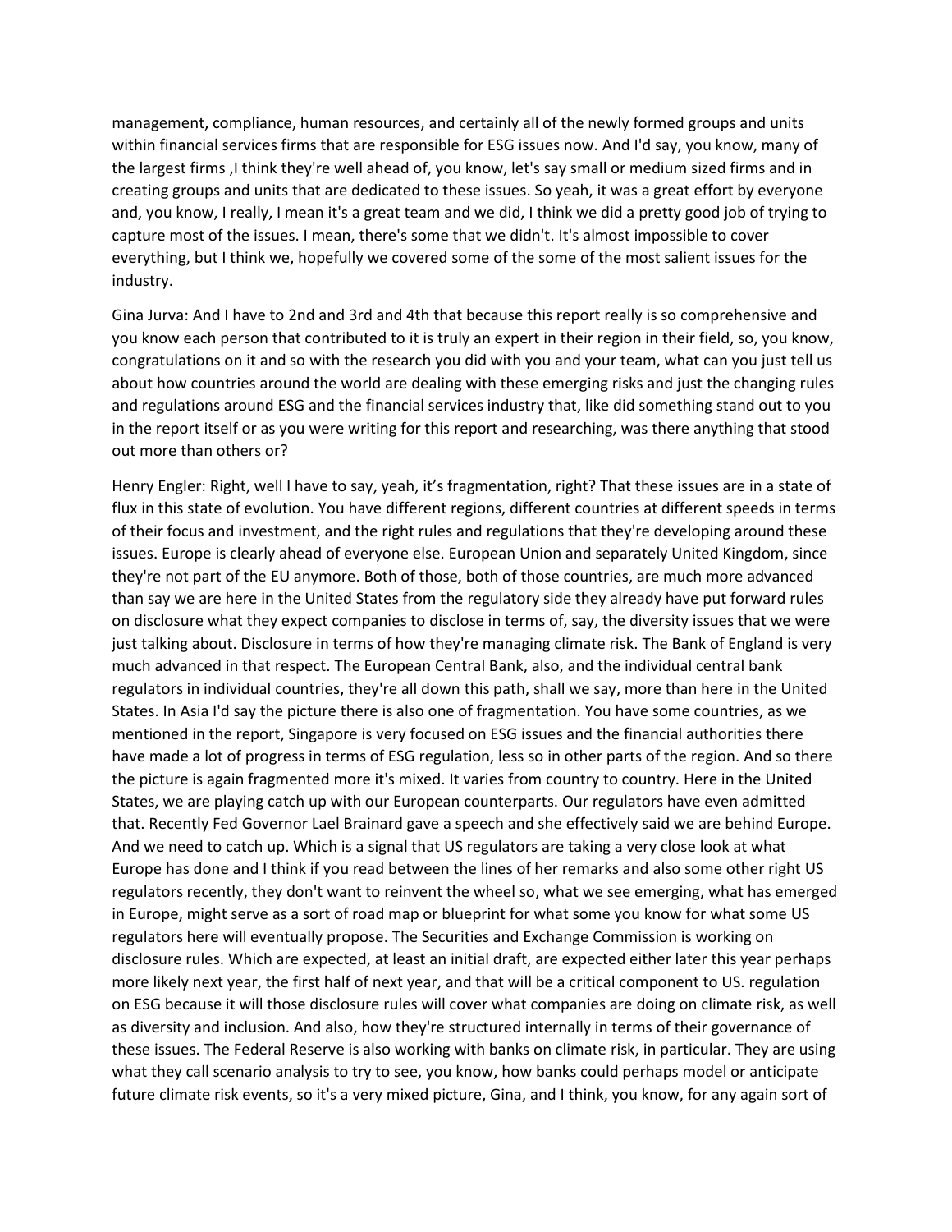management, compliance, human resources, and certainly all of the newly formed groups and units within financial services firms that are responsible for ESG issues now. And I'd say, you know, many of the largest firms ,I think they're well ahead of, you know, let's say small or medium sized firms and in creating groups and units that are dedicated to these issues. So yeah, it was a great effort by everyone and, you know, I really, I mean it's a great team and we did, I think we did a pretty good job of trying to capture most of the issues. I mean, there's some that we didn't. It's almost impossible to cover everything, but I think we, hopefully we covered some of the some of the most salient issues for the industry.

Gina Jurva: And I have to 2nd and 3rd and 4th that because this report really is so comprehensive and you know each person that contributed to it is truly an expert in their region in their field, so, you know, congratulations on it and so with the research you did with you and your team, what can you just tell us about how countries around the world are dealing with these emerging risks and just the changing rules and regulations around ESG and the financial services industry that, like did something stand out to you in the report itself or as you were writing for this report and researching, was there anything that stood out more than others or?

Henry Engler: Right, well I have to say, yeah, it's fragmentation, right? That these issues are in a state of flux in this state of evolution. You have different regions, different countries at different speeds in terms of their focus and investment, and the right rules and regulations that they're developing around these issues. Europe is clearly ahead of everyone else. European Union and separately United Kingdom, since they're not part of the EU anymore. Both of those, both of those countries, are much more advanced than say we are here in the United States from the regulatory side they already have put forward rules on disclosure what they expect companies to disclose in terms of, say, the diversity issues that we were just talking about. Disclosure in terms of how they're managing climate risk. The Bank of England is very much advanced in that respect. The European Central Bank, also, and the individual central bank regulators in individual countries, they're all down this path, shall we say, more than here in the United States. In Asia I'd say the picture there is also one of fragmentation. You have some countries, as we mentioned in the report, Singapore is very focused on ESG issues and the financial authorities there have made a lot of progress in terms of ESG regulation, less so in other parts of the region. And so there the picture is again fragmented more it's mixed. It varies from country to country. Here in the United States, we are playing catch up with our European counterparts. Our regulators have even admitted that. Recently Fed Governor Lael Brainard gave a speech and she effectively said we are behind Europe. And we need to catch up. Which is a signal that US regulators are taking a very close look at what Europe has done and I think if you read between the lines of her remarks and also some other right US regulators recently, they don't want to reinvent the wheel so, what we see emerging, what has emerged in Europe, might serve as a sort of road map or blueprint for what some you know for what some US regulators here will eventually propose. The Securities and Exchange Commission is working on disclosure rules. Which are expected, at least an initial draft, are expected either later this year perhaps more likely next year, the first half of next year, and that will be a critical component to US. regulation on ESG because it will those disclosure rules will cover what companies are doing on climate risk, as well as diversity and inclusion. And also, how they're structured internally in terms of their governance of these issues. The Federal Reserve is also working with banks on climate risk, in particular. They are using what they call scenario analysis to try to see, you know, how banks could perhaps model or anticipate future climate risk events, so it's a very mixed picture, Gina, and I think, you know, for any again sort of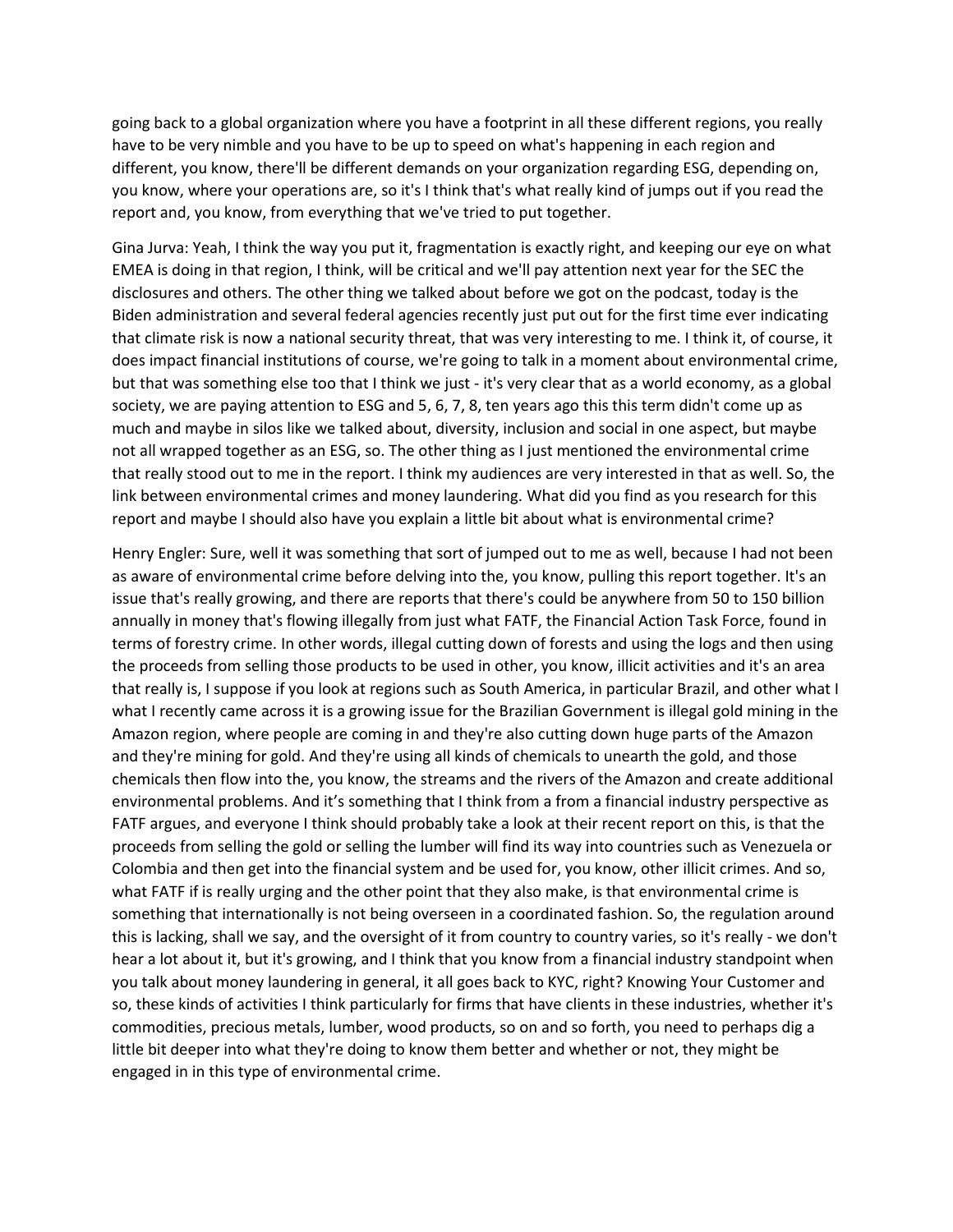going back to a global organization where you have a footprint in all these different regions, you really have to be very nimble and you have to be up to speed on what's happening in each region and different, you know, there'll be different demands on your organization regarding ESG, depending on, you know, where your operations are, so it's I think that's what really kind of jumps out if you read the report and, you know, from everything that we've tried to put together.

Gina Jurva: Yeah, I think the way you put it, fragmentation is exactly right, and keeping our eye on what EMEA is doing in that region, I think, will be critical and we'll pay attention next year for the SEC the disclosures and others. The other thing we talked about before we got on the podcast, today is the Biden administration and several federal agencies recently just put out for the first time ever indicating that climate risk is now a national security threat, that was very interesting to me. I think it, of course, it does impact financial institutions of course, we're going to talk in a moment about environmental crime, but that was something else too that I think we just - it's very clear that as a world economy, as a global society, we are paying attention to ESG and 5, 6, 7, 8, ten years ago this this term didn't come up as much and maybe in silos like we talked about, diversity, inclusion and social in one aspect, but maybe not all wrapped together as an ESG, so. The other thing as I just mentioned the environmental crime that really stood out to me in the report. I think my audiences are very interested in that as well. So, the link between environmental crimes and money laundering. What did you find as you research for this report and maybe I should also have you explain a little bit about what is environmental crime?

Henry Engler: Sure, well it was something that sort of jumped out to me as well, because I had not been as aware of environmental crime before delving into the, you know, pulling this report together. It's an issue that's really growing, and there are reports that there's could be anywhere from 50 to 150 billion annually in money that's flowing illegally from just what FATF, the Financial Action Task Force, found in terms of forestry crime. In other words, illegal cutting down of forests and using the logs and then using the proceeds from selling those products to be used in other, you know, illicit activities and it's an area that really is, I suppose if you look at regions such as South America, in particular Brazil, and other what I what I recently came across it is a growing issue for the Brazilian Government is illegal gold mining in the Amazon region, where people are coming in and they're also cutting down huge parts of the Amazon and they're mining for gold. And they're using all kinds of chemicals to unearth the gold, and those chemicals then flow into the, you know, the streams and the rivers of the Amazon and create additional environmental problems. And it's something that I think from a from a financial industry perspective as FATF argues, and everyone I think should probably take a look at their recent report on this, is that the proceeds from selling the gold or selling the lumber will find its way into countries such as Venezuela or Colombia and then get into the financial system and be used for, you know, other illicit crimes. And so, what FATF if is really urging and the other point that they also make, is that environmental crime is something that internationally is not being overseen in a coordinated fashion. So, the regulation around this is lacking, shall we say, and the oversight of it from country to country varies, so it's really - we don't hear a lot about it, but it's growing, and I think that you know from a financial industry standpoint when you talk about money laundering in general, it all goes back to KYC, right? Knowing Your Customer and so, these kinds of activities I think particularly for firms that have clients in these industries, whether it's commodities, precious metals, lumber, wood products, so on and so forth, you need to perhaps dig a little bit deeper into what they're doing to know them better and whether or not, they might be engaged in in this type of environmental crime.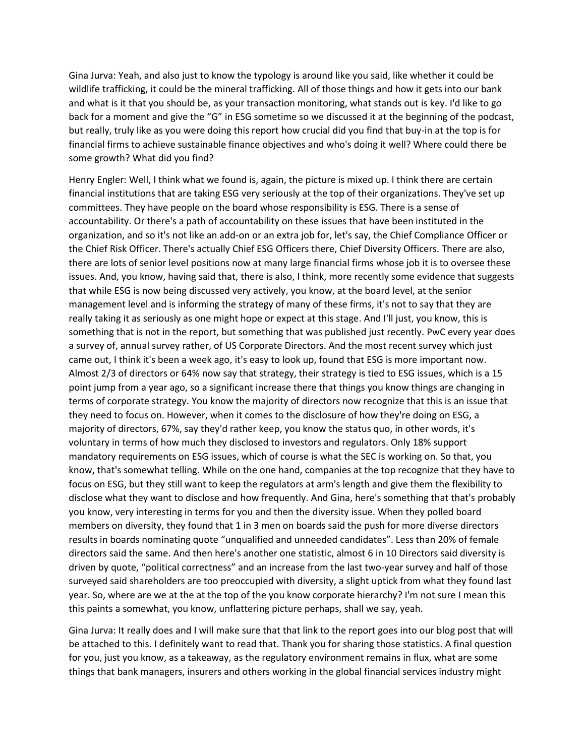Gina Jurva: Yeah, and also just to know the typology is around like you said, like whether it could be wildlife trafficking, it could be the mineral trafficking. All of those things and how it gets into our bank and what is it that you should be, as your transaction monitoring, what stands out is key. I'd like to go back for a moment and give the "G" in ESG sometime so we discussed it at the beginning of the podcast, but really, truly like as you were doing this report how crucial did you find that buy-in at the top is for financial firms to achieve sustainable finance objectives and who's doing it well? Where could there be some growth? What did you find?

Henry Engler: Well, I think what we found is, again, the picture is mixed up. I think there are certain financial institutions that are taking ESG very seriously at the top of their organizations. They've set up committees. They have people on the board whose responsibility is ESG. There is a sense of accountability. Or there's a path of accountability on these issues that have been instituted in the organization, and so it's not like an add-on or an extra job for, let's say, the Chief Compliance Officer or the Chief Risk Officer. There's actually Chief ESG Officers there, Chief Diversity Officers. There are also, there are lots of senior level positions now at many large financial firms whose job it is to oversee these issues. And, you know, having said that, there is also, I think, more recently some evidence that suggests that while ESG is now being discussed very actively, you know, at the board level, at the senior management level and is informing the strategy of many of these firms, it's not to say that they are really taking it as seriously as one might hope or expect at this stage. And I'll just, you know, this is something that is not in the report, but something that was published just recently. PwC every year does a survey of, annual survey rather, of US Corporate Directors. And the most recent survey which just came out, I think it's been a week ago, it's easy to look up, found that ESG is more important now. Almost 2/3 of directors or 64% now say that strategy, their strategy is tied to ESG issues, which is a 15 point jump from a year ago, so a significant increase there that things you know things are changing in terms of corporate strategy. You know the majority of directors now recognize that this is an issue that they need to focus on. However, when it comes to the disclosure of how they're doing on ESG, a majority of directors, 67%, say they'd rather keep, you know the status quo, in other words, it's voluntary in terms of how much they disclosed to investors and regulators. Only 18% support mandatory requirements on ESG issues, which of course is what the SEC is working on. So that, you know, that's somewhat telling. While on the one hand, companies at the top recognize that they have to focus on ESG, but they still want to keep the regulators at arm's length and give them the flexibility to disclose what they want to disclose and how frequently. And Gina, here's something that that's probably you know, very interesting in terms for you and then the diversity issue. When they polled board members on diversity, they found that 1 in 3 men on boards said the push for more diverse directors results in boards nominating quote "unqualified and unneeded candidates". Less than 20% of female directors said the same. And then here's another one statistic, almost 6 in 10 Directors said diversity is driven by quote, "political correctness" and an increase from the last two-year survey and half of those surveyed said shareholders are too preoccupied with diversity, a slight uptick from what they found last year. So, where are we at the at the top of the you know corporate hierarchy? I'm not sure I mean this this paints a somewhat, you know, unflattering picture perhaps, shall we say, yeah.

Gina Jurva: It really does and I will make sure that that link to the report goes into our blog post that will be attached to this. I definitely want to read that. Thank you for sharing those statistics. A final question for you, just you know, as a takeaway, as the regulatory environment remains in flux, what are some things that bank managers, insurers and others working in the global financial services industry might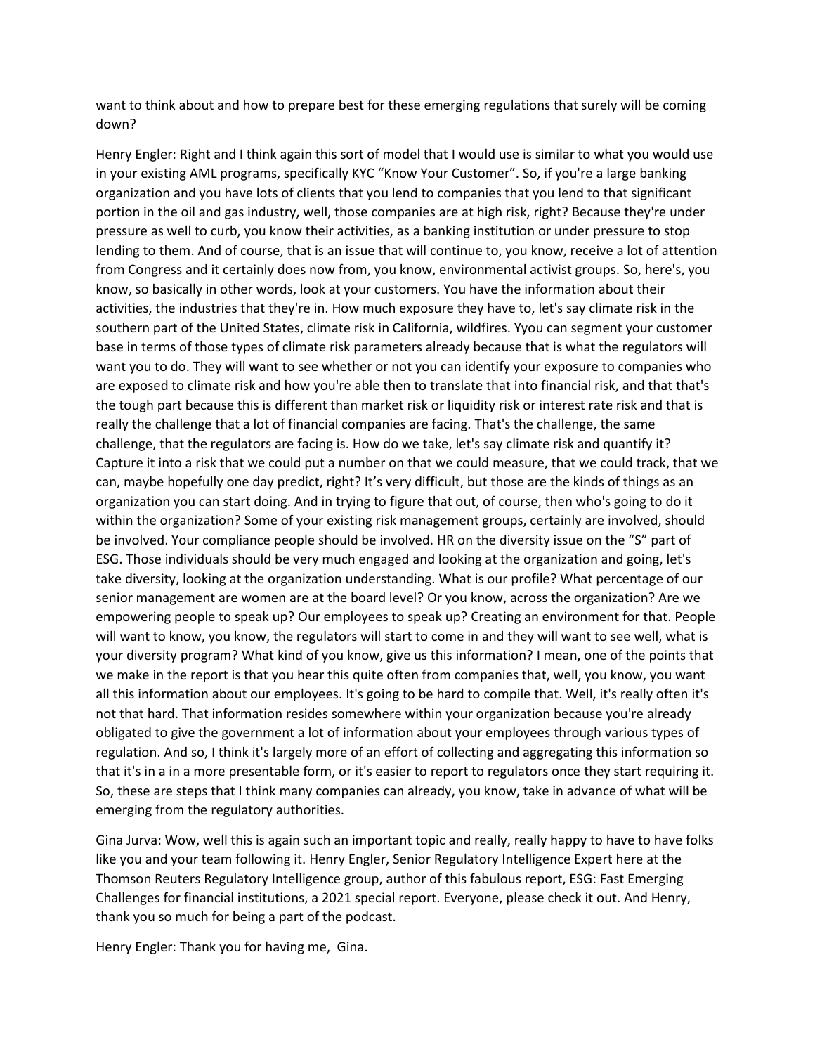want to think about and how to prepare best for these emerging regulations that surely will be coming down?

Henry Engler: Right and I think again this sort of model that I would use is similar to what you would use in your existing AML programs, specifically KYC "Know Your Customer". So, if you're a large banking organization and you have lots of clients that you lend to companies that you lend to that significant portion in the oil and gas industry, well, those companies are at high risk, right? Because they're under pressure as well to curb, you know their activities, as a banking institution or under pressure to stop lending to them. And of course, that is an issue that will continue to, you know, receive a lot of attention from Congress and it certainly does now from, you know, environmental activist groups. So, here's, you know, so basically in other words, look at your customers. You have the information about their activities, the industries that they're in. How much exposure they have to, let's say climate risk in the southern part of the United States, climate risk in California, wildfires. Yyou can segment your customer base in terms of those types of climate risk parameters already because that is what the regulators will want you to do. They will want to see whether or not you can identify your exposure to companies who are exposed to climate risk and how you're able then to translate that into financial risk, and that that's the tough part because this is different than market risk or liquidity risk or interest rate risk and that is really the challenge that a lot of financial companies are facing. That's the challenge, the same challenge, that the regulators are facing is. How do we take, let's say climate risk and quantify it? Capture it into a risk that we could put a number on that we could measure, that we could track, that we can, maybe hopefully one day predict, right? It's very difficult, but those are the kinds of things as an organization you can start doing. And in trying to figure that out, of course, then who's going to do it within the organization? Some of your existing risk management groups, certainly are involved, should be involved. Your compliance people should be involved. HR on the diversity issue on the "S" part of ESG. Those individuals should be very much engaged and looking at the organization and going, let's take diversity, looking at the organization understanding. What is our profile? What percentage of our senior management are women are at the board level? Or you know, across the organization? Are we empowering people to speak up? Our employees to speak up? Creating an environment for that. People will want to know, you know, the regulators will start to come in and they will want to see well, what is your diversity program? What kind of you know, give us this information? I mean, one of the points that we make in the report is that you hear this quite often from companies that, well, you know, you want all this information about our employees. It's going to be hard to compile that. Well, it's really often it's not that hard. That information resides somewhere within your organization because you're already obligated to give the government a lot of information about your employees through various types of regulation. And so, I think it's largely more of an effort of collecting and aggregating this information so that it's in a in a more presentable form, or it's easier to report to regulators once they start requiring it. So, these are steps that I think many companies can already, you know, take in advance of what will be emerging from the regulatory authorities.

Gina Jurva: Wow, well this is again such an important topic and really, really happy to have to have folks like you and your team following it. Henry Engler, Senior Regulatory Intelligence Expert here at the Thomson Reuters Regulatory Intelligence group, author of this fabulous report, ESG: Fast Emerging Challenges for financial institutions, a 2021 special report. Everyone, please check it out. And Henry, thank you so much for being a part of the podcast.

Henry Engler: Thank you for having me, Gina.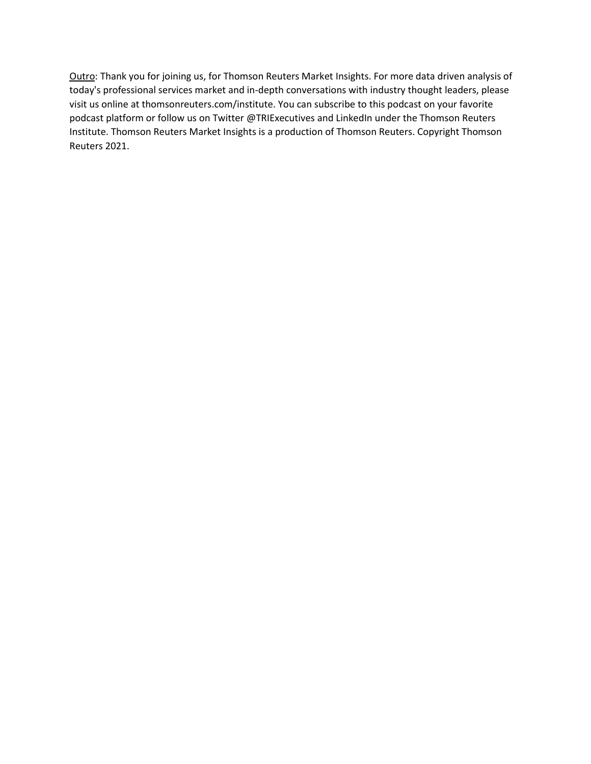<u>Outro</u>: Thank you for joining us, for Thomson Reuters Market Insights. For more data driven analysis of today's professional services market and in-depth conversations with industry thought leaders, please visit us online at thomsonreuters.com/institute. You can subscribe to this podcast on your favorite podcast platform or follow us on Twitter @TRIExecutives and LinkedIn under the Thomson Reuters Institute. Thomson Reuters Market Insights is a production of Thomson Reuters. Copyright Thomson Reuters 2021.